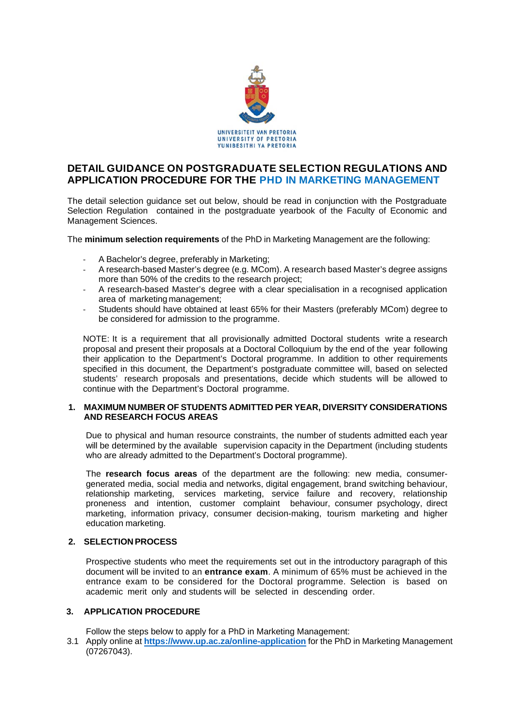UNIVERSITEIT VAN PRETORIA
UNIVERSITY OF PRETORIA
YUNIBESITHI YA PRETORIA

# DETAIL GUIDANCE ON POSTGRADUATE SELECTION REGULATIONS AND APPLICATION PROCEDURE FOR THE PHD IN MARKETING MANAGEMENT

The detail selection guidance set out below, should be read in conjunction with the Postgraduate Selection Regulation contained in the postgraduate yearbook of the Faculty of Economic and Management Sciences.

The **minimum selection requirements** of the PhD in Marketing Management are the following:

- A Bachelor's degree, preferably in Marketing;
- A research-based Master's degree (e.g. MCom). A research based Master's degree assigns more than 50% of the credits to the research project;
- A research-based Master's degree with a clear specialisation in a recognised application area of marketing management;
- Students should have obtained at least 65% for their Masters (preferably MCom) degree to be considered for admission to the programme.

NOTE: It is a requirement that all provisionally admitted Doctoral students write a research proposal and present their proposals at a Doctoral Colloquium by the end of the year following their application to the Department's Doctoral programme. In addition to other requirements specified in this document, the Department's postgraduate committee will, based on selected students' research proposals and presentations, decide which students will be allowed to continue with the Department's Doctoral programme.

## 1. MAXIMUM NUMBER OF STUDENTS ADMITTED PER YEAR, DIVERSITY CONSIDERATIONS AND RESEARCH FOCUS AREAS

Due to physical and human resource constraints, the number of students admitted each year will be determined by the available supervision capacity in the Department (including students who are already admitted to the Department's Doctoral programme).

The **research focus areas** of the department are the following: new media, consumer-generated media, social media and networks, digital engagement, brand switching behaviour, relationship marketing, services marketing, service failure and recovery, relationship proneness and intention, customer complaint behaviour, consumer psychology, direct marketing, information privacy, consumer decision-making, tourism marketing and higher education marketing.

## 2. SELECTION PROCESS

Prospective students who meet the requirements set out in the introductory paragraph of this document will be invited to an **entrance exam**. A minimum of 65% must be achieved in the entrance exam to be considered for the Doctoral programme. Selection is based on academic merit only and students will be selected in descending order.

## 3. APPLICATION PROCEDURE

Follow the steps below to apply for a PhD in Marketing Management:

3.1 Apply online at **https://www.up.ac.za/online-application** for the PhD in Marketing Management (07267043).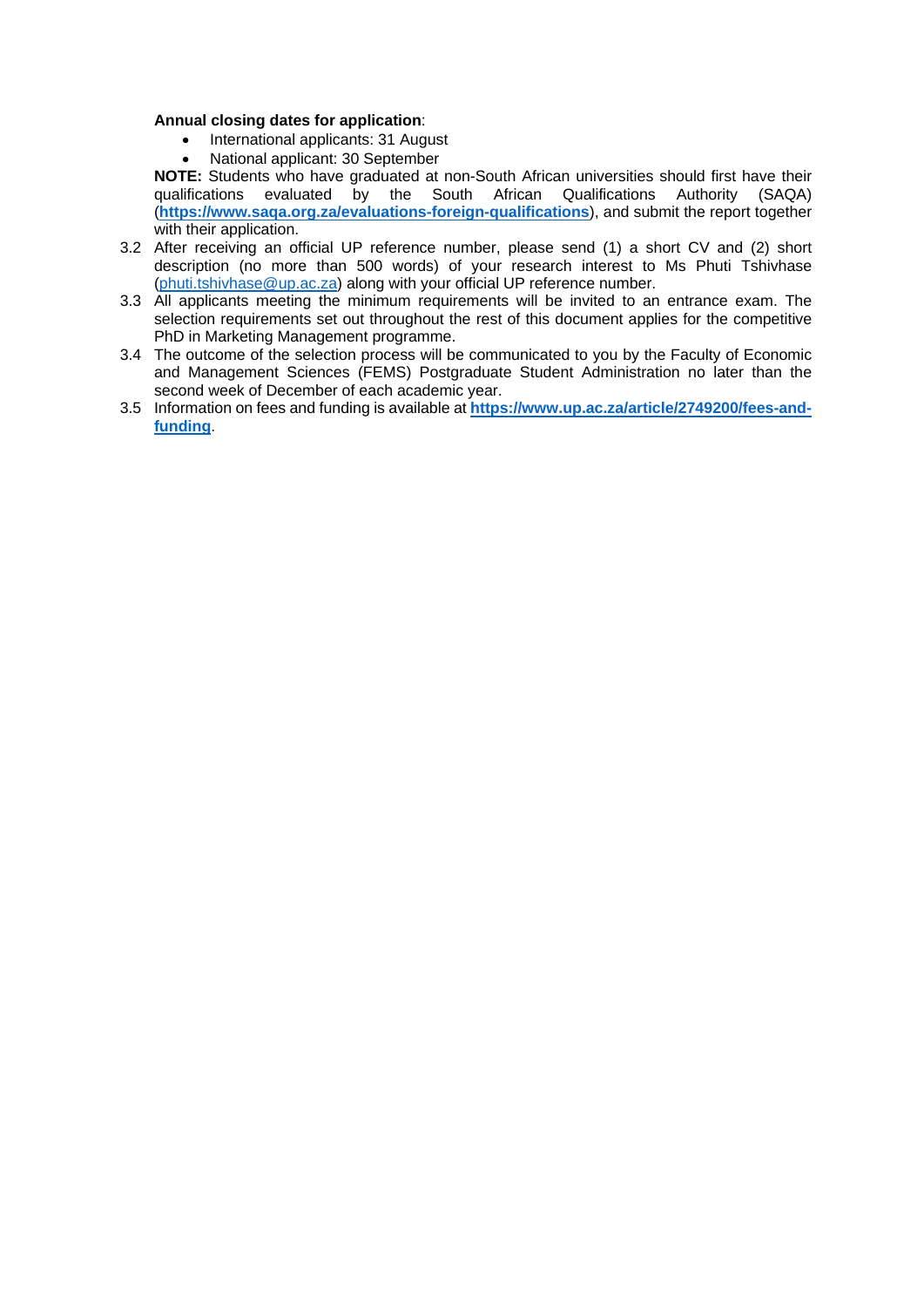**Annual closing dates for application**:

- International applicants: 31 August
- National applicant: 30 September

**NOTE:** Students who have graduated at non-South African universities should first have their qualifications evaluated by the South African Qualifications Authority (SAQA) (**https://www.saqa.org.za/evaluations-foreign-qualifications**), and submit the report together with their application.

3.2 After receiving an official UP reference number, please send (1) a short CV and (2) short description (no more than 500 words) of your research interest to Ms Phuti Tshivhase (phuti.tshivhase@up.ac.za) along with your official UP reference number.

3.3 All applicants meeting the minimum requirements will be invited to an entrance exam. The selection requirements set out throughout the rest of this document applies for the competitive PhD in Marketing Management programme.

3.4 The outcome of the selection process will be communicated to you by the Faculty of Economic and Management Sciences (FEMS) Postgraduate Student Administration no later than the second week of December of each academic year.

3.5 Information on fees and funding is available at **https://www.up.ac.za/article/2749200/fees-and-funding**.